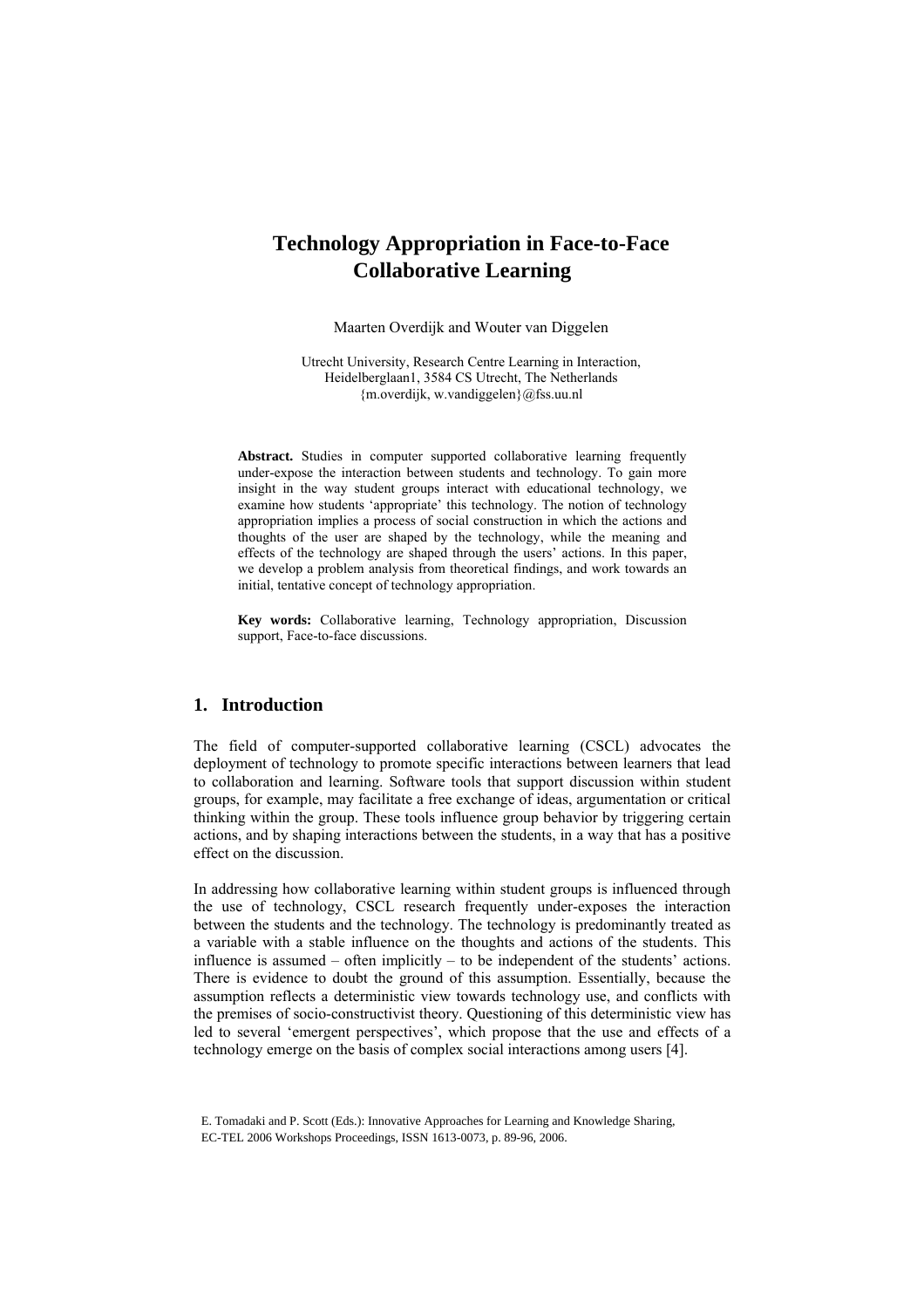# Technology Appropriation in Face-to-Face Collaborative Learning

Maarten Overdijk and Wouter van Diggelen

Utrecht University, Research Centre Learning in Interaction,
Heidelberglaan1, 3584 CS Utrecht, The Netherlands
{m.overdijk, w.vandiggelen}@fss.uu.nl

**Abstract.** Studies in computer supported collaborative learning frequently under-expose the interaction between students and technology. To gain more insight in the way student groups interact with educational technology, we examine how students 'appropriate' this technology. The notion of technology appropriation implies a process of social construction in which the actions and thoughts of the user are shaped by the technology, while the meaning and effects of the technology are shaped through the users' actions. In this paper, we develop a problem analysis from theoretical findings, and work towards an initial, tentative concept of technology appropriation.

**Key words:** Collaborative learning, Technology appropriation, Discussion support, Face-to-face discussions.

## 1. Introduction

The field of computer-supported collaborative learning (CSCL) advocates the deployment of technology to promote specific interactions between learners that lead to collaboration and learning. Software tools that support discussion within student groups, for example, may facilitate a free exchange of ideas, argumentation or critical thinking within the group. These tools influence group behavior by triggering certain actions, and by shaping interactions between the students, in a way that has a positive effect on the discussion.

In addressing how collaborative learning within student groups is influenced through the use of technology, CSCL research frequently under-exposes the interaction between the students and the technology. The technology is predominantly treated as a variable with a stable influence on the thoughts and actions of the students. This influence is assumed – often implicitly – to be independent of the students' actions. There is evidence to doubt the ground of this assumption. Essentially, because the assumption reflects a deterministic view towards technology use, and conflicts with the premises of socio-constructivist theory. Questioning of this deterministic view has led to several 'emergent perspectives', which propose that the use and effects of a technology emerge on the basis of complex social interactions among users [4].

E. Tomadaki and P. Scott (Eds.): Innovative Approaches for Learning and Knowledge Sharing, EC-TEL 2006 Workshops Proceedings, ISSN 1613-0073, p. 89-96, 2006.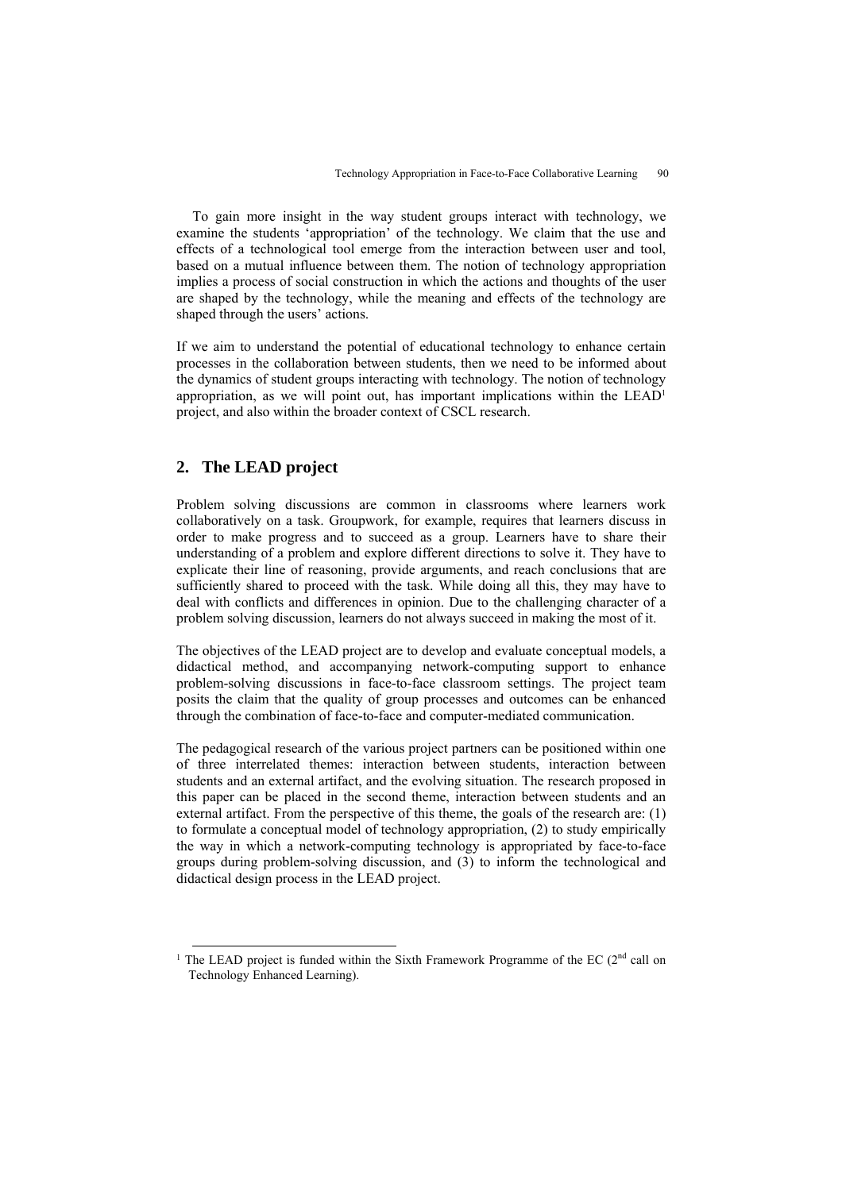To gain more insight in the way student groups interact with technology, we examine the students 'appropriation' of the technology. We claim that the use and effects of a technological tool emerge from the interaction between user and tool, based on a mutual influence between them. The notion of technology appropriation implies a process of social construction in which the actions and thoughts of the user are shaped by the technology, while the meaning and effects of the technology are shaped through the users' actions.

If we aim to understand the potential of educational technology to enhance certain processes in the collaboration between students, then we need to be informed about the dynamics of student groups interacting with technology. The notion of technology appropriation, as we will point out, has important implications within the LEAD[1] project, and also within the broader context of CSCL research.

## 2. The LEAD project

Problem solving discussions are common in classrooms where learners work collaboratively on a task. Groupwork, for example, requires that learners discuss in order to make progress and to succeed as a group. Learners have to share their understanding of a problem and explore different directions to solve it. They have to explicate their line of reasoning, provide arguments, and reach conclusions that are sufficiently shared to proceed with the task. While doing all this, they may have to deal with conflicts and differences in opinion. Due to the challenging character of a problem solving discussion, learners do not always succeed in making the most of it.

The objectives of the LEAD project are to develop and evaluate conceptual models, a didactical method, and accompanying network-computing support to enhance problem-solving discussions in face-to-face classroom settings. The project team posits the claim that the quality of group processes and outcomes can be enhanced through the combination of face-to-face and computer-mediated communication.

The pedagogical research of the various project partners can be positioned within one of three interrelated themes: interaction between students, interaction between students and an external artifact, and the evolving situation. The research proposed in this paper can be placed in the second theme, interaction between students and an external artifact. From the perspective of this theme, the goals of the research are: (1) to formulate a conceptual model of technology appropriation, (2) to study empirically the way in which a network-computing technology is appropriated by face-to-face groups during problem-solving discussion, and (3) to inform the technological and didactical design process in the LEAD project.

[1] The LEAD project is funded within the Sixth Framework Programme of the EC (2nd call on Technology Enhanced Learning).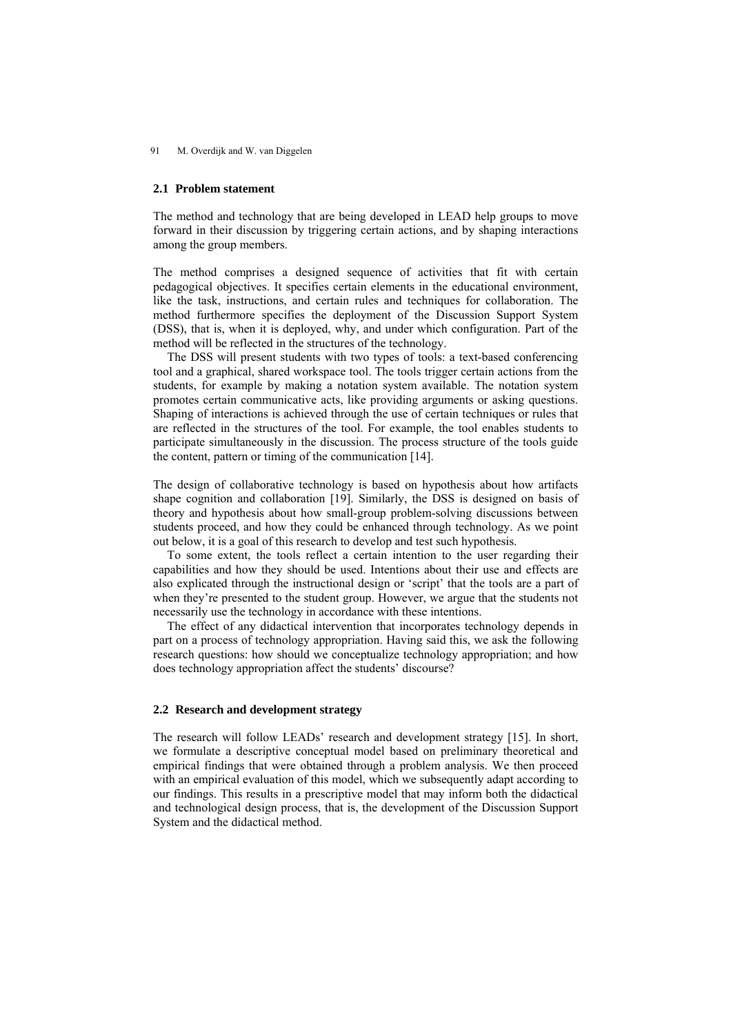### 2.1 Problem statement

The method and technology that are being developed in LEAD help groups to move forward in their discussion by triggering certain actions, and by shaping interactions among the group members.

The method comprises a designed sequence of activities that fit with certain pedagogical objectives. It specifies certain elements in the educational environment, like the task, instructions, and certain rules and techniques for collaboration. The method furthermore specifies the deployment of the Discussion Support System (DSS), that is, when it is deployed, why, and under which configuration. Part of the method will be reflected in the structures of the technology.

The DSS will present students with two types of tools: a text-based conferencing tool and a graphical, shared workspace tool. The tools trigger certain actions from the students, for example by making a notation system available. The notation system promotes certain communicative acts, like providing arguments or asking questions. Shaping of interactions is achieved through the use of certain techniques or rules that are reflected in the structures of the tool. For example, the tool enables students to participate simultaneously in the discussion. The process structure of the tools guide the content, pattern or timing of the communication [14].

The design of collaborative technology is based on hypothesis about how artifacts shape cognition and collaboration [19]. Similarly, the DSS is designed on basis of theory and hypothesis about how small-group problem-solving discussions between students proceed, and how they could be enhanced through technology. As we point out below, it is a goal of this research to develop and test such hypothesis.

To some extent, the tools reflect a certain intention to the user regarding their capabilities and how they should be used. Intentions about their use and effects are also explicated through the instructional design or 'script' that the tools are a part of when they're presented to the student group. However, we argue that the students not necessarily use the technology in accordance with these intentions.

The effect of any didactical intervention that incorporates technology depends in part on a process of technology appropriation. Having said this, we ask the following research questions: how should we conceptualize technology appropriation; and how does technology appropriation affect the students' discourse?

### 2.2 Research and development strategy

The research will follow LEADs' research and development strategy [15]. In short, we formulate a descriptive conceptual model based on preliminary theoretical and empirical findings that were obtained through a problem analysis. We then proceed with an empirical evaluation of this model, which we subsequently adapt according to our findings. This results in a prescriptive model that may inform both the didactical and technological design process, that is, the development of the Discussion Support System and the didactical method.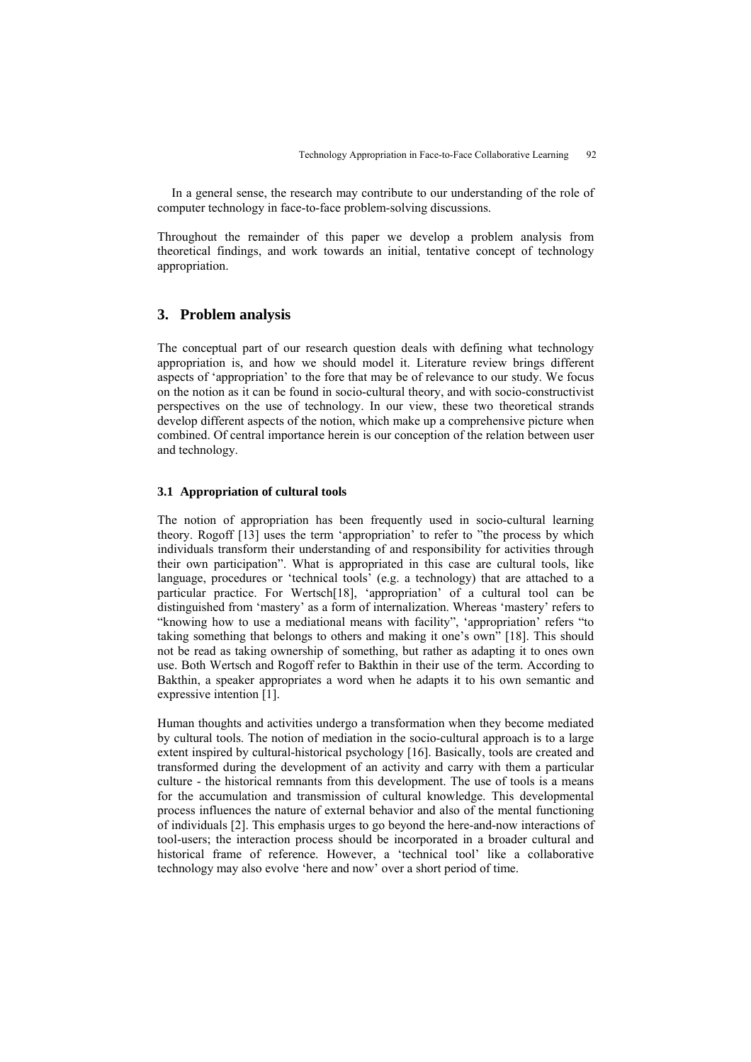In a general sense, the research may contribute to our understanding of the role of computer technology in face-to-face problem-solving discussions.

Throughout the remainder of this paper we develop a problem analysis from theoretical findings, and work towards an initial, tentative concept of technology appropriation.

## 3. Problem analysis

The conceptual part of our research question deals with defining what technology appropriation is, and how we should model it. Literature review brings different aspects of 'appropriation' to the fore that may be of relevance to our study. We focus on the notion as it can be found in socio-cultural theory, and with socio-constructivist perspectives on the use of technology. In our view, these two theoretical strands develop different aspects of the notion, which make up a comprehensive picture when combined. Of central importance herein is our conception of the relation between user and technology.

### 3.1 Appropriation of cultural tools

The notion of appropriation has been frequently used in socio-cultural learning theory. Rogoff [13] uses the term 'appropriation' to refer to "the process by which individuals transform their understanding of and responsibility for activities through their own participation". What is appropriated in this case are cultural tools, like language, procedures or 'technical tools' (e.g. a technology) that are attached to a particular practice. For Wertsch[18], 'appropriation' of a cultural tool can be distinguished from 'mastery' as a form of internalization. Whereas 'mastery' refers to "knowing how to use a mediational means with facility", 'appropriation' refers "to taking something that belongs to others and making it one's own" [18]. This should not be read as taking ownership of something, but rather as adapting it to ones own use. Both Wertsch and Rogoff refer to Bakthin in their use of the term. According to Bakthin, a speaker appropriates a word when he adapts it to his own semantic and expressive intention [1].

Human thoughts and activities undergo a transformation when they become mediated by cultural tools. The notion of mediation in the socio-cultural approach is to a large extent inspired by cultural-historical psychology [16]. Basically, tools are created and transformed during the development of an activity and carry with them a particular culture - the historical remnants from this development. The use of tools is a means for the accumulation and transmission of cultural knowledge. This developmental process influences the nature of external behavior and also of the mental functioning of individuals [2]. This emphasis urges to go beyond the here-and-now interactions of tool-users; the interaction process should be incorporated in a broader cultural and historical frame of reference. However, a 'technical tool' like a collaborative technology may also evolve 'here and now' over a short period of time.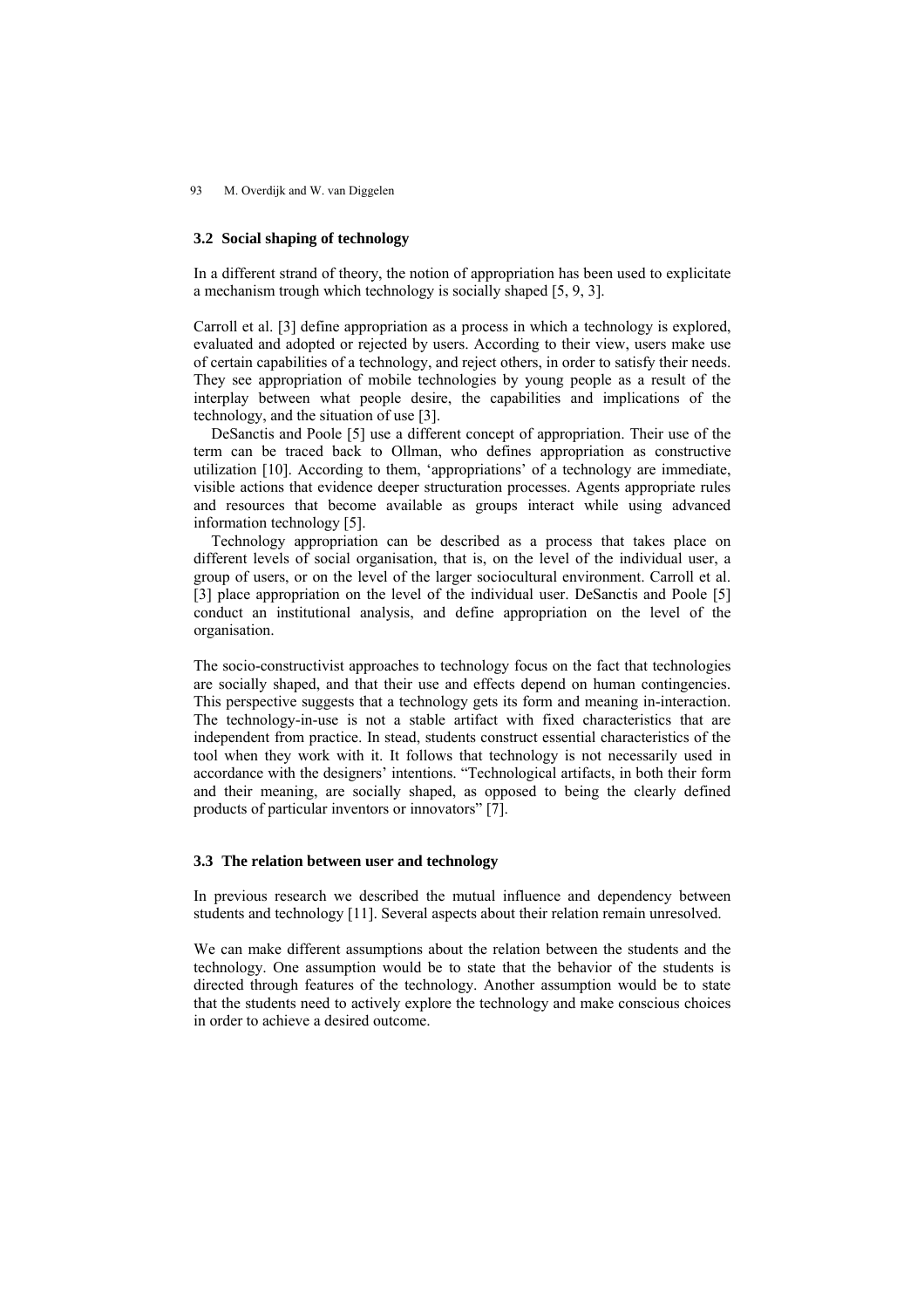### 3.2 Social shaping of technology

In a different strand of theory, the notion of appropriation has been used to explicitate a mechanism trough which technology is socially shaped [5, 9, 3].

Carroll et al. [3] define appropriation as a process in which a technology is explored, evaluated and adopted or rejected by users. According to their view, users make use of certain capabilities of a technology, and reject others, in order to satisfy their needs. They see appropriation of mobile technologies by young people as a result of the interplay between what people desire, the capabilities and implications of the technology, and the situation of use [3].

DeSanctis and Poole [5] use a different concept of appropriation. Their use of the term can be traced back to Ollman, who defines appropriation as constructive utilization [10]. According to them, 'appropriations' of a technology are immediate, visible actions that evidence deeper structuration processes. Agents appropriate rules and resources that become available as groups interact while using advanced information technology [5].

Technology appropriation can be described as a process that takes place on different levels of social organisation, that is, on the level of the individual user, a group of users, or on the level of the larger sociocultural environment. Carroll et al. [3] place appropriation on the level of the individual user. DeSanctis and Poole [5] conduct an institutional analysis, and define appropriation on the level of the organisation.

The socio-constructivist approaches to technology focus on the fact that technologies are socially shaped, and that their use and effects depend on human contingencies. This perspective suggests that a technology gets its form and meaning in-interaction. The technology-in-use is not a stable artifact with fixed characteristics that are independent from practice. In stead, students construct essential characteristics of the tool when they work with it. It follows that technology is not necessarily used in accordance with the designers' intentions. "Technological artifacts, in both their form and their meaning, are socially shaped, as opposed to being the clearly defined products of particular inventors or innovators" [7].

### 3.3 The relation between user and technology

In previous research we described the mutual influence and dependency between students and technology [11]. Several aspects about their relation remain unresolved.

We can make different assumptions about the relation between the students and the technology. One assumption would be to state that the behavior of the students is directed through features of the technology. Another assumption would be to state that the students need to actively explore the technology and make conscious choices in order to achieve a desired outcome.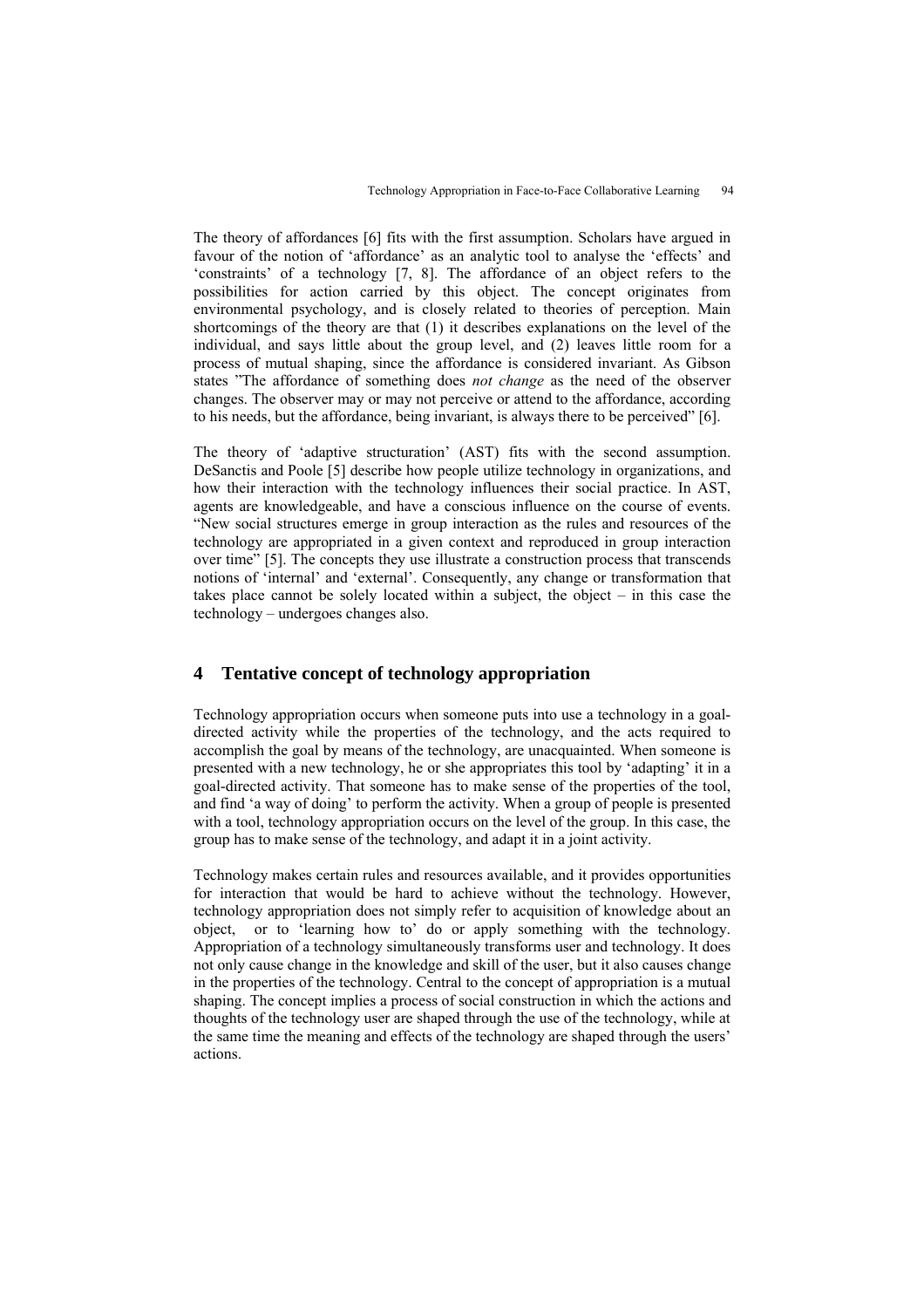The theory of affordances [6] fits with the first assumption. Scholars have argued in favour of the notion of 'affordance' as an analytic tool to analyse the 'effects' and 'constraints' of a technology [7, 8]. The affordance of an object refers to the possibilities for action carried by this object. The concept originates from environmental psychology, and is closely related to theories of perception. Main shortcomings of the theory are that (1) it describes explanations on the level of the individual, and says little about the group level, and (2) leaves little room for a process of mutual shaping, since the affordance is considered invariant. As Gibson states "The affordance of something does *not change* as the need of the observer changes. The observer may or may not perceive or attend to the affordance, according to his needs, but the affordance, being invariant, is always there to be perceived" [6].

The theory of 'adaptive structuration' (AST) fits with the second assumption. DeSanctis and Poole [5] describe how people utilize technology in organizations, and how their interaction with the technology influences their social practice. In AST, agents are knowledgeable, and have a conscious influence on the course of events. "New social structures emerge in group interaction as the rules and resources of the technology are appropriated in a given context and reproduced in group interaction over time" [5]. The concepts they use illustrate a construction process that transcends notions of 'internal' and 'external'. Consequently, any change or transformation that takes place cannot be solely located within a subject, the object – in this case the technology – undergoes changes also.

## 4 Tentative concept of technology appropriation

Technology appropriation occurs when someone puts into use a technology in a goal-directed activity while the properties of the technology, and the acts required to accomplish the goal by means of the technology, are unacquainted. When someone is presented with a new technology, he or she appropriates this tool by 'adapting' it in a goal-directed activity. That someone has to make sense of the properties of the tool, and find 'a way of doing' to perform the activity. When a group of people is presented with a tool, technology appropriation occurs on the level of the group. In this case, the group has to make sense of the technology, and adapt it in a joint activity.

Technology makes certain rules and resources available, and it provides opportunities for interaction that would be hard to achieve without the technology. However, technology appropriation does not simply refer to acquisition of knowledge about an object, or to 'learning how to' do or apply something with the technology. Appropriation of a technology simultaneously transforms user and technology. It does not only cause change in the knowledge and skill of the user, but it also causes change in the properties of the technology. Central to the concept of appropriation is a mutual shaping. The concept implies a process of social construction in which the actions and thoughts of the technology user are shaped through the use of the technology, while at the same time the meaning and effects of the technology are shaped through the users' actions.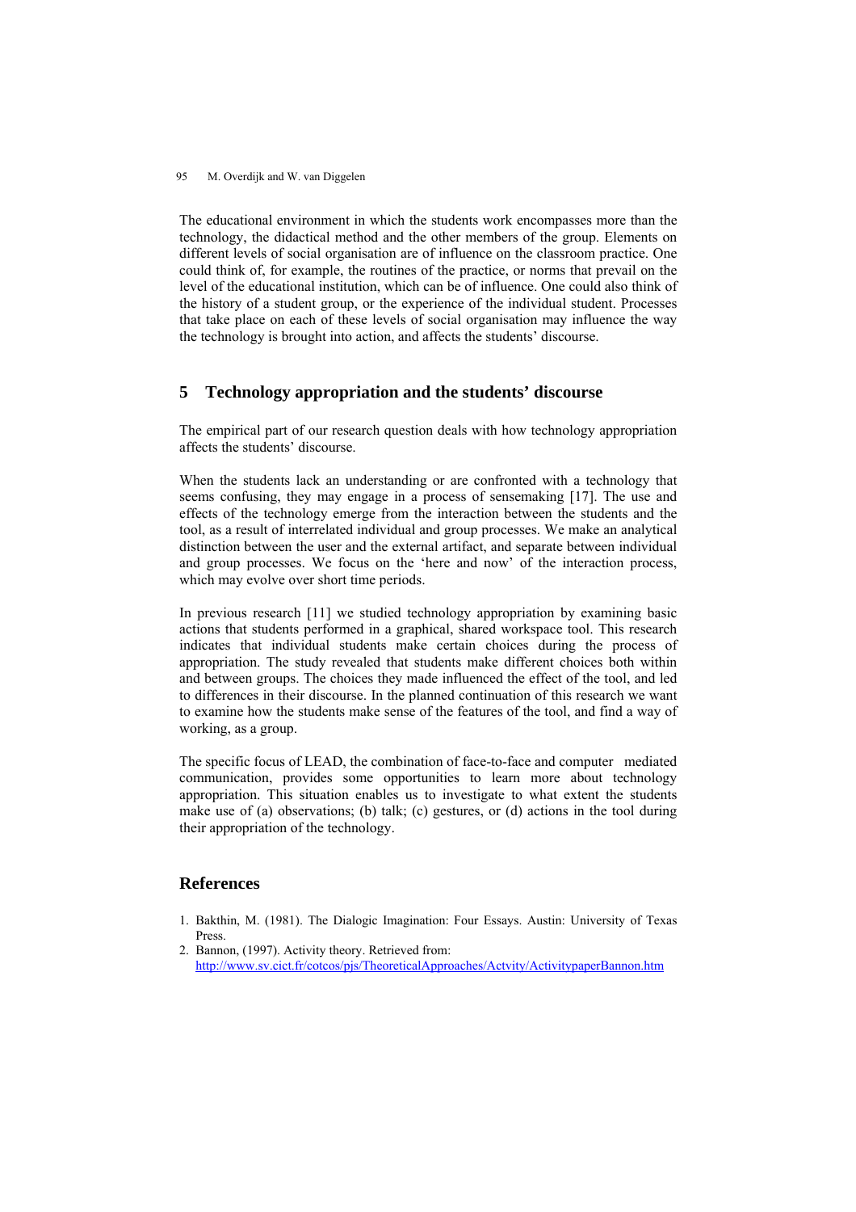The educational environment in which the students work encompasses more than the technology, the didactical method and the other members of the group. Elements on different levels of social organisation are of influence on the classroom practice. One could think of, for example, the routines of the practice, or norms that prevail on the level of the educational institution, which can be of influence. One could also think of the history of a student group, or the experience of the individual student. Processes that take place on each of these levels of social organisation may influence the way the technology is brought into action, and affects the students' discourse.

## 5 Technology appropriation and the students' discourse

The empirical part of our research question deals with how technology appropriation affects the students' discourse.

When the students lack an understanding or are confronted with a technology that seems confusing, they may engage in a process of sensemaking [17]. The use and effects of the technology emerge from the interaction between the students and the tool, as a result of interrelated individual and group processes. We make an analytical distinction between the user and the external artifact, and separate between individual and group processes. We focus on the 'here and now' of the interaction process, which may evolve over short time periods.

In previous research [11] we studied technology appropriation by examining basic actions that students performed in a graphical, shared workspace tool. This research indicates that individual students make certain choices during the process of appropriation. The study revealed that students make different choices both within and between groups. The choices they made influenced the effect of the tool, and led to differences in their discourse. In the planned continuation of this research we want to examine how the students make sense of the features of the tool, and find a way of working, as a group.

The specific focus of LEAD, the combination of face-to-face and computer mediated communication, provides some opportunities to learn more about technology appropriation. This situation enables us to investigate to what extent the students make use of (a) observations; (b) talk; (c) gestures, or (d) actions in the tool during their appropriation of the technology.

## References

1. Bakthin, M. (1981). The Dialogic Imagination: Four Essays. Austin: University of Texas Press.
2. Bannon, (1997). Activity theory. Retrieved from: http://www.sv.cict.fr/cotcos/pjs/TheoreticalApproaches/Actvity/ActivitypaperBannon.htm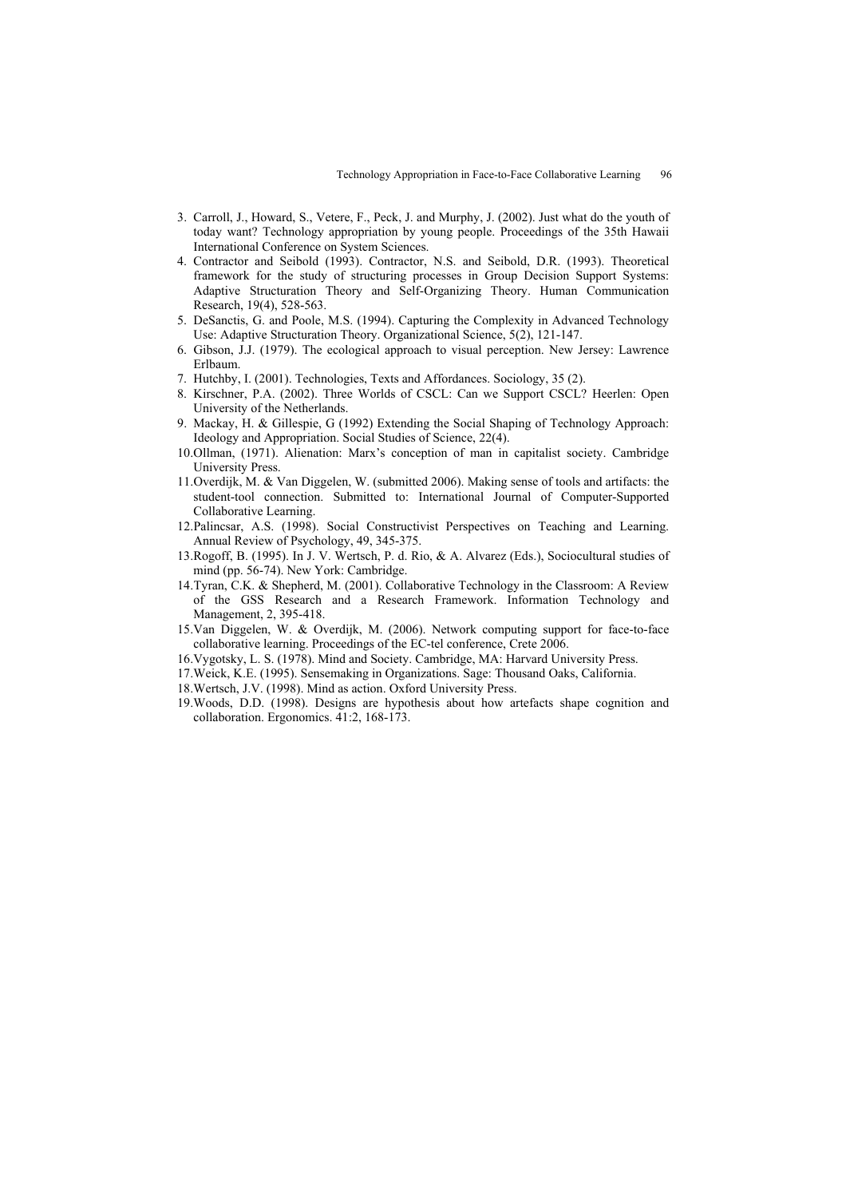3. Carroll, J., Howard, S., Vetere, F., Peck, J. and Murphy, J. (2002). Just what do the youth of today want? Technology appropriation by young people. Proceedings of the 35th Hawaii International Conference on System Sciences.
4. Contractor and Seibold (1993). Contractor, N.S. and Seibold, D.R. (1993). Theoretical framework for the study of structuring processes in Group Decision Support Systems: Adaptive Structuration Theory and Self-Organizing Theory. Human Communication Research, 19(4), 528-563.
5. DeSanctis, G. and Poole, M.S. (1994). Capturing the Complexity in Advanced Technology Use: Adaptive Structuration Theory. Organizational Science, 5(2), 121-147.
6. Gibson, J.J. (1979). The ecological approach to visual perception. New Jersey: Lawrence Erlbaum.
7. Hutchby, I. (2001). Technologies, Texts and Affordances. Sociology, 35 (2).
8. Kirschner, P.A. (2002). Three Worlds of CSCL: Can we Support CSCL? Heerlen: Open University of the Netherlands.
9. Mackay, H. & Gillespie, G (1992) Extending the Social Shaping of Technology Approach: Ideology and Appropriation. Social Studies of Science, 22(4).
10. Ollman, (1971). Alienation: Marx's conception of man in capitalist society. Cambridge University Press.
11. Overdijk, M. & Van Diggelen, W. (submitted 2006). Making sense of tools and artifacts: the student-tool connection. Submitted to: International Journal of Computer-Supported Collaborative Learning.
12. Palincsar, A.S. (1998). Social Constructivist Perspectives on Teaching and Learning. Annual Review of Psychology, 49, 345-375.
13. Rogoff, B. (1995). In J. V. Wertsch, P. d. Rio, & A. Alvarez (Eds.), Sociocultural studies of mind (pp. 56-74). New York: Cambridge.
14. Tyran, C.K. & Shepherd, M. (2001). Collaborative Technology in the Classroom: A Review of the GSS Research and a Research Framework. Information Technology and Management, 2, 395-418.
15. Van Diggelen, W. & Overdijk, M. (2006). Network computing support for face-to-face collaborative learning. Proceedings of the EC-tel conference, Crete 2006.
16. Vygotsky, L. S. (1978). Mind and Society. Cambridge, MA: Harvard University Press.
17. Weick, K.E. (1995). Sensemaking in Organizations. Sage: Thousand Oaks, California.
18. Wertsch, J.V. (1998). Mind as action. Oxford University Press.
19. Woods, D.D. (1998). Designs are hypothesis about how artefacts shape cognition and collaboration. Ergonomics. 41:2, 168-173.